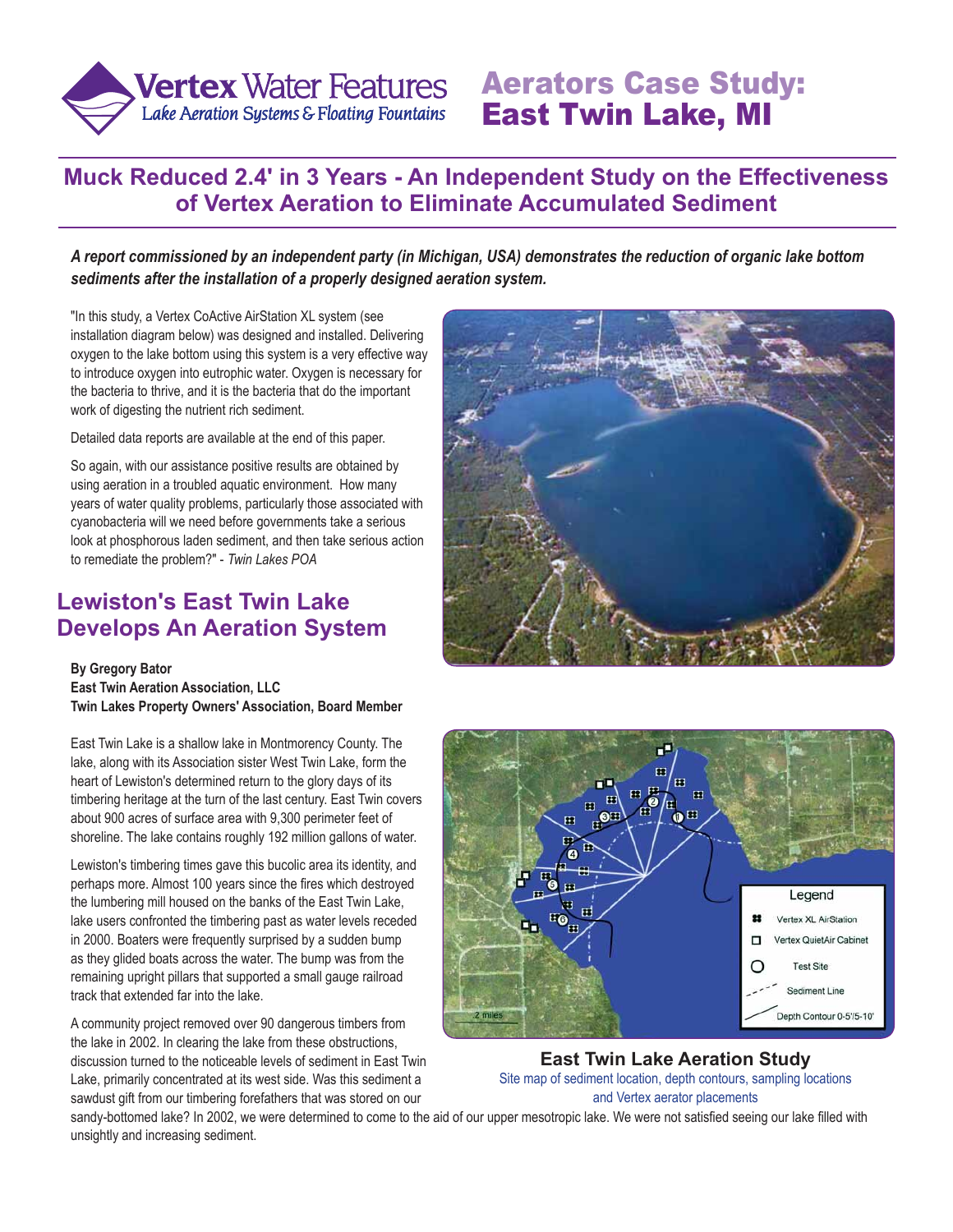# Aerators Case Study: East Twin Lake, MI

## Muck Reduced 2.4' in 3 Years - An Independent Study on the Effectiveness of Vertex Aeration to Eliminate Accumulated Sediment

***A report commissioned by an independent party (in Michigan, USA) demonstrates the reduction of organic lake bottom sediments after the installation of a properly designed aeration system.***

"In this study, a Vertex CoActive AirStation XL system (see installation diagram below) was designed and installed. Delivering oxygen to the lake bottom using this system is a very effective way to introduce oxygen into eutrophic water. Oxygen is necessary for the bacteria to thrive, and it is the bacteria that do the important work of digesting the nutrient rich sediment.

Detailed data reports are available at the end of this paper.

So again, with our assistance positive results are obtained by using aeration in a troubled aquatic environment. How many years of water quality problems, particularly those associated with cyanobacteria will we need before governments take a serious look at phosphorous laden sediment, and then take serious action to remediate the problem?" - *Twin Lakes POA*

## Lewiston's East Twin Lake Develops An Aeration System

**By Gregory Bator**
**East Twin Aeration Association, LLC**
**Twin Lakes Property Owners' Association, Board Member**

East Twin Lake is a shallow lake in Montmorency County. The lake, along with its Association sister West Twin Lake, form the heart of Lewiston's determined return to the glory days of its timbering heritage at the turn of the last century. East Twin covers about 900 acres of surface area with 9,300 perimeter feet of shoreline. The lake contains roughly 192 million gallons of water.

Lewiston's timbering times gave this bucolic area its identity, and perhaps more. Almost 100 years since the fires which destroyed the lumbering mill housed on the banks of the East Twin Lake, lake users confronted the timbering past as water levels receded in 2000. Boaters were frequently surprised by a sudden bump as they glided boats across the water. The bump was from the remaining upright pillars that supported a small gauge railroad track that extended far into the lake.

A community project removed over 90 dangerous timbers from the lake in 2002. In clearing the lake from these obstructions, discussion turned to the noticeable levels of sediment in East Twin Lake, primarily concentrated at its west side. Was this sediment a sawdust gift from our timbering forefathers that was stored on our sandy-bottomed lake? In 2002, we were determined to come to the aid of our upper mesotropic lake. We were not satisfied seeing our lake filled with unsightly and increasing sediment.

**East Twin Lake Aeration Study**

Site map of sediment location, depth contours, sampling locations and Vertex aerator placements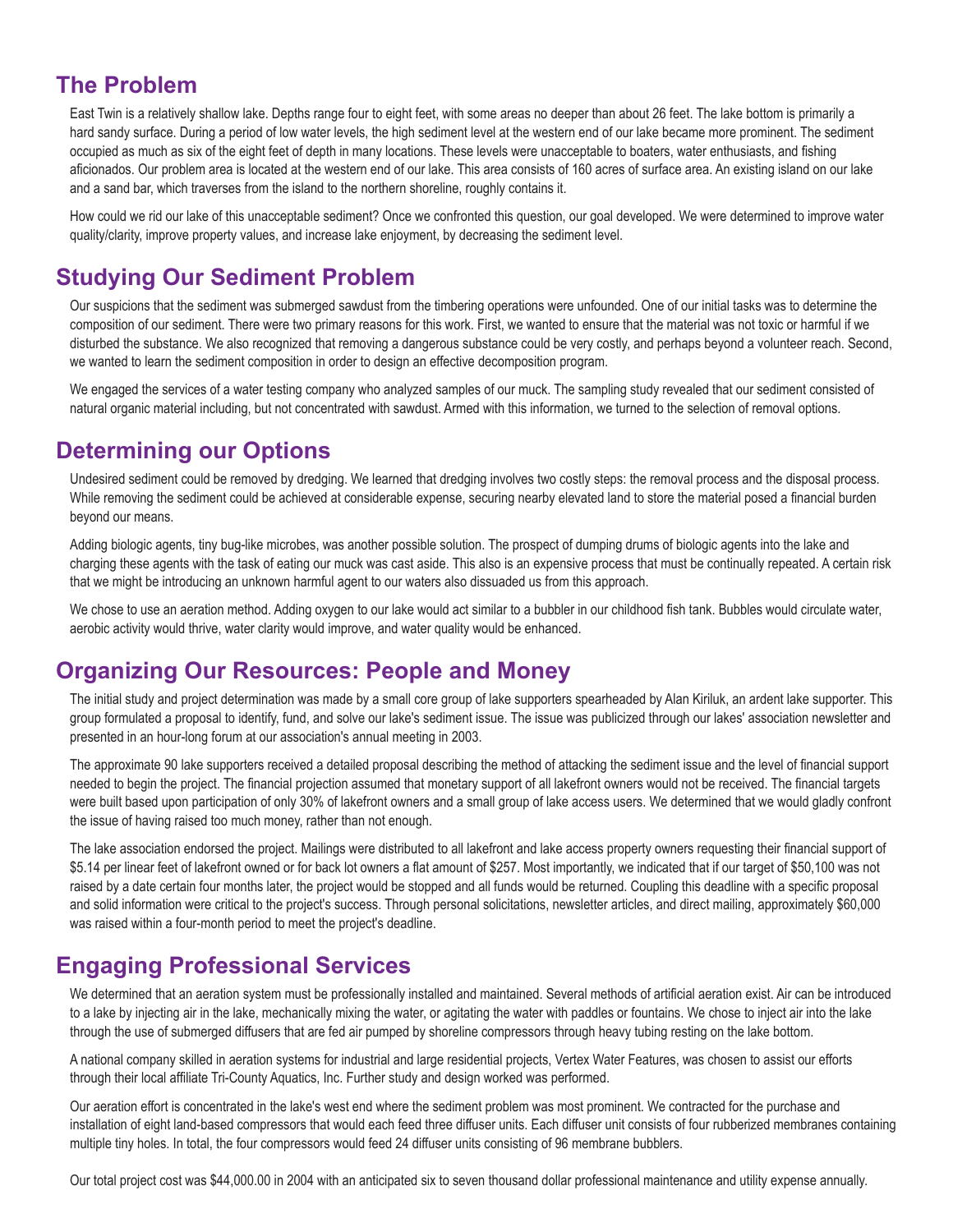## The Problem

East Twin is a relatively shallow lake. Depths range four to eight feet, with some areas no deeper than about 26 feet. The lake bottom is primarily a hard sandy surface. During a period of low water levels, the high sediment level at the western end of our lake became more prominent. The sediment occupied as much as six of the eight feet of depth in many locations. These levels were unacceptable to boaters, water enthusiasts, and fishing aficionados. Our problem area is located at the western end of our lake. This area consists of 160 acres of surface area. An existing island on our lake and a sand bar, which traverses from the island to the northern shoreline, roughly contains it.

How could we rid our lake of this unacceptable sediment? Once we confronted this question, our goal developed. We were determined to improve water quality/clarity, improve property values, and increase lake enjoyment, by decreasing the sediment level.

## Studying Our Sediment Problem

Our suspicions that the sediment was submerged sawdust from the timbering operations were unfounded. One of our initial tasks was to determine the composition of our sediment. There were two primary reasons for this work. First, we wanted to ensure that the material was not toxic or harmful if we disturbed the substance. We also recognized that removing a dangerous substance could be very costly, and perhaps beyond a volunteer reach. Second, we wanted to learn the sediment composition in order to design an effective decomposition program.

We engaged the services of a water testing company who analyzed samples of our muck. The sampling study revealed that our sediment consisted of natural organic material including, but not concentrated with sawdust. Armed with this information, we turned to the selection of removal options.

## Determining our Options

Undesired sediment could be removed by dredging. We learned that dredging involves two costly steps: the removal process and the disposal process. While removing the sediment could be achieved at considerable expense, securing nearby elevated land to store the material posed a financial burden beyond our means.

Adding biologic agents, tiny bug-like microbes, was another possible solution. The prospect of dumping drums of biologic agents into the lake and charging these agents with the task of eating our muck was cast aside. This also is an expensive process that must be continually repeated. A certain risk that we might be introducing an unknown harmful agent to our waters also dissuaded us from this approach.

We chose to use an aeration method. Adding oxygen to our lake would act similar to a bubbler in our childhood fish tank. Bubbles would circulate water, aerobic activity would thrive, water clarity would improve, and water quality would be enhanced.

## Organizing Our Resources: People and Money

The initial study and project determination was made by a small core group of lake supporters spearheaded by Alan Kiriluk, an ardent lake supporter. This group formulated a proposal to identify, fund, and solve our lake's sediment issue. The issue was publicized through our lakes' association newsletter and presented in an hour-long forum at our association's annual meeting in 2003.

The approximate 90 lake supporters received a detailed proposal describing the method of attacking the sediment issue and the level of financial support needed to begin the project. The financial projection assumed that monetary support of all lakefront owners would not be received. The financial targets were built based upon participation of only 30% of lakefront owners and a small group of lake access users. We determined that we would gladly confront the issue of having raised too much money, rather than not enough.

The lake association endorsed the project. Mailings were distributed to all lakefront and lake access property owners requesting their financial support of $5.14 per linear feet of lakefront owned or for back lot owners a flat amount of $257. Most importantly, we indicated that if our target of $50,100 was not raised by a date certain four months later, the project would be stopped and all funds would be returned. Coupling this deadline with a specific proposal and solid information were critical to the project's success. Through personal solicitations, newsletter articles, and direct mailing, approximately $60,000 was raised within a four-month period to meet the project's deadline.

## Engaging Professional Services

We determined that an aeration system must be professionally installed and maintained. Several methods of artificial aeration exist. Air can be introduced to a lake by injecting air in the lake, mechanically mixing the water, or agitating the water with paddles or fountains. We chose to inject air into the lake through the use of submerged diffusers that are fed air pumped by shoreline compressors through heavy tubing resting on the lake bottom.

A national company skilled in aeration systems for industrial and large residential projects, Vertex Water Features, was chosen to assist our efforts through their local affiliate Tri-County Aquatics, Inc. Further study and design worked was performed.

Our aeration effort is concentrated in the lake's west end where the sediment problem was most prominent. We contracted for the purchase and installation of eight land-based compressors that would each feed three diffuser units. Each diffuser unit consists of four rubberized membranes containing multiple tiny holes. In total, the four compressors would feed 24 diffuser units consisting of 96 membrane bubblers.

Our total project cost was $44,000.00 in 2004 with an anticipated six to seven thousand dollar professional maintenance and utility expense annually.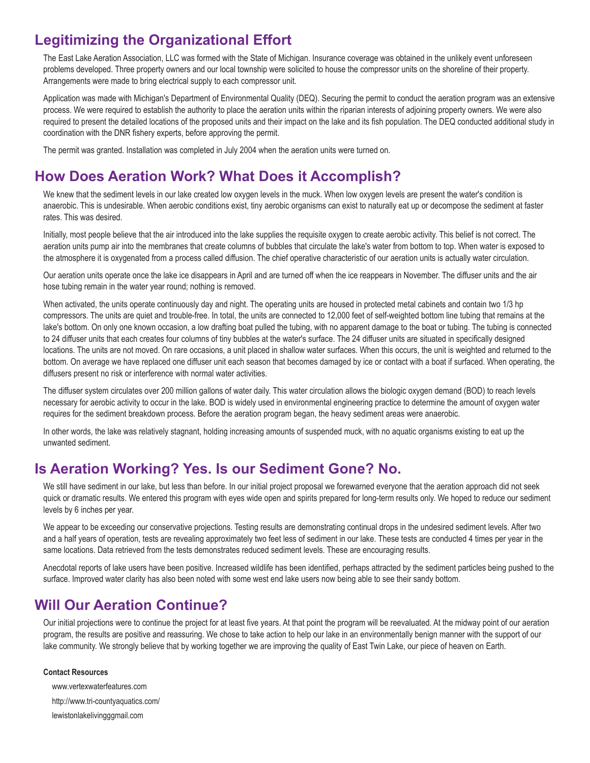## Legitimizing the Organizational Effort

The East Lake Aeration Association, LLC was formed with the State of Michigan. Insurance coverage was obtained in the unlikely event unforeseen problems developed. Three property owners and our local township were solicited to house the compressor units on the shoreline of their property. Arrangements were made to bring electrical supply to each compressor unit.

Application was made with Michigan's Department of Environmental Quality (DEQ). Securing the permit to conduct the aeration program was an extensive process. We were required to establish the authority to place the aeration units within the riparian interests of adjoining property owners. We were also required to present the detailed locations of the proposed units and their impact on the lake and its fish population. The DEQ conducted additional study in coordination with the DNR fishery experts, before approving the permit.

The permit was granted. Installation was completed in July 2004 when the aeration units were turned on.

## How Does Aeration Work? What Does it Accomplish?

We knew that the sediment levels in our lake created low oxygen levels in the muck. When low oxygen levels are present the water's condition is anaerobic. This is undesirable. When aerobic conditions exist, tiny aerobic organisms can exist to naturally eat up or decompose the sediment at faster rates. This was desired.

Initially, most people believe that the air introduced into the lake supplies the requisite oxygen to create aerobic activity. This belief is not correct. The aeration units pump air into the membranes that create columns of bubbles that circulate the lake's water from bottom to top. When water is exposed to the atmosphere it is oxygenated from a process called diffusion. The chief operative characteristic of our aeration units is actually water circulation.

Our aeration units operate once the lake ice disappears in April and are turned off when the ice reappears in November. The diffuser units and the air hose tubing remain in the water year round; nothing is removed.

When activated, the units operate continuously day and night. The operating units are housed in protected metal cabinets and contain two 1/3 hp compressors. The units are quiet and trouble-free. In total, the units are connected to 12,000 feet of self-weighted bottom line tubing that remains at the lake's bottom. On only one known occasion, a low drafting boat pulled the tubing, with no apparent damage to the boat or tubing. The tubing is connected to 24 diffuser units that each creates four columns of tiny bubbles at the water's surface. The 24 diffuser units are situated in specifically designed locations. The units are not moved. On rare occasions, a unit placed in shallow water surfaces. When this occurs, the unit is weighted and returned to the bottom. On average we have replaced one diffuser unit each season that becomes damaged by ice or contact with a boat if surfaced. When operating, the diffusers present no risk or interference with normal water activities.

The diffuser system circulates over 200 million gallons of water daily. This water circulation allows the biologic oxygen demand (BOD) to reach levels necessary for aerobic activity to occur in the lake. BOD is widely used in environmental engineering practice to determine the amount of oxygen water requires for the sediment breakdown process. Before the aeration program began, the heavy sediment areas were anaerobic.

In other words, the lake was relatively stagnant, holding increasing amounts of suspended muck, with no aquatic organisms existing to eat up the unwanted sediment.

## Is Aeration Working? Yes. Is our Sediment Gone? No.

We still have sediment in our lake, but less than before. In our initial project proposal we forewarned everyone that the aeration approach did not seek quick or dramatic results. We entered this program with eyes wide open and spirits prepared for long-term results only. We hoped to reduce our sediment levels by 6 inches per year.

We appear to be exceeding our conservative projections. Testing results are demonstrating continual drops in the undesired sediment levels. After two and a half years of operation, tests are revealing approximately two feet less of sediment in our lake. These tests are conducted 4 times per year in the same locations. Data retrieved from the tests demonstrates reduced sediment levels. These are encouraging results.

Anecdotal reports of lake users have been positive. Increased wildlife has been identified, perhaps attracted by the sediment particles being pushed to the surface. Improved water clarity has also been noted with some west end lake users now being able to see their sandy bottom.

## Will Our Aeration Continue?

Our initial projections were to continue the project for at least five years. At that point the program will be reevaluated. At the midway point of our aeration program, the results are positive and reassuring. We chose to take action to help our lake in an environmentally benign manner with the support of our lake community. We strongly believe that by working together we are improving the quality of East Twin Lake, our piece of heaven on Earth.

**Contact Resources**

www.vertexwaterfeatures.com

http://www.tri-countyaquatics.com/

lewistonlakelivinggmail.com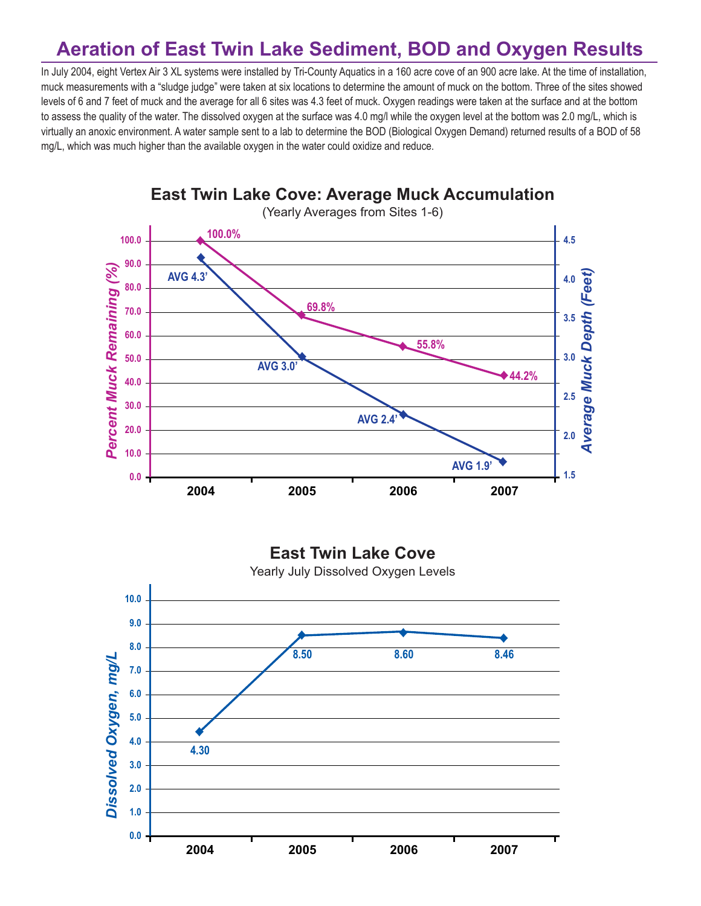# Aeration of East Twin Lake Sediment, BOD and Oxygen Results

In July 2004, eight Vertex Air 3 XL systems were installed by Tri-County Aquatics in a 160 acre cove of an 900 acre lake. At the time of installation, muck measurements with a "sludge judge" were taken at six locations to determine the amount of muck on the bottom. Three of the sites showed levels of 6 and 7 feet of muck and the average for all 6 sites was 4.3 feet of muck. Oxygen readings were taken at the surface and at the bottom to assess the quality of the water. The dissolved oxygen at the surface was 4.0 mg/l while the oxygen level at the bottom was 2.0 mg/L, which is virtually an anoxic environment. A water sample sent to a lab to determine the BOD (Biological Oxygen Demand) returned results of a BOD of 58 mg/L, which was much higher than the available oxygen in the water could oxidize and reduce.

## East Twin Lake Cove: Average Muck Accumulation

(Yearly Averages from Sites 1-6)

| Year | Percent Muck Remaining (%) | Average Muck Depth (Feet) |
|---|---|---|
| 2004 | 100.0% | AVG 4.3' |
| 2005 | 69.8% | AVG 3.0' |
| 2006 | 55.8% | AVG 2.4' |
| 2007 | 44.2% | AVG 1.9' |

## East Twin Lake Cove

Yearly July Dissolved Oxygen Levels

| Year | Dissolved Oxygen, mg/L |
|---|---|
| 2004 | 4.30 |
| 2005 | 8.50 |
| 2006 | 8.60 |
| 2007 | 8.46 |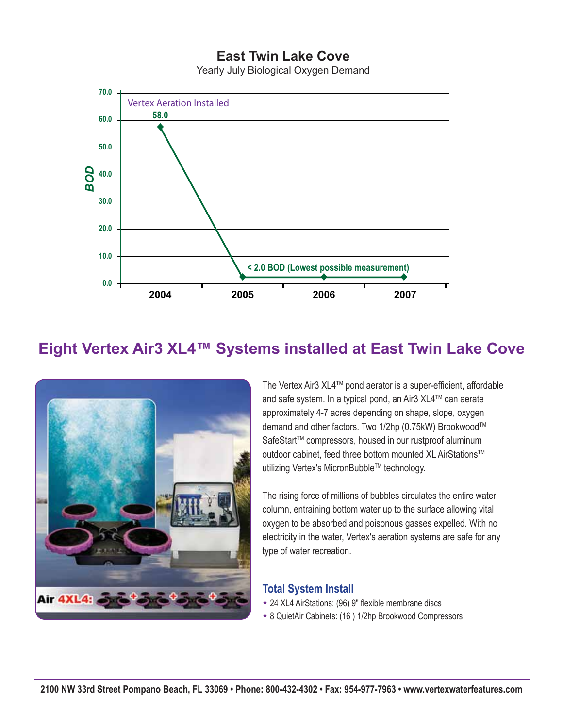## East Twin Lake Cove

Yearly July Biological Oxygen Demand

BOD

70.0
60.0
50.0
40.0
30.0
20.0
10.0
0.0

Vertex Aeration Installed

58.0

< 2.0 BOD (Lowest possible measurement)

2004
2005
2006
2007

# Eight Vertex Air3 XL4™ Systems installed at East Twin Lake Cove

Air 4XL4:

The Vertex Air3 XL4™ pond aerator is a super-efficient, affordable and safe system. In a typical pond, an Air3 XL4™ can aerate approximately 4-7 acres depending on shape, slope, oxygen demand and other factors. Two 1/2hp (0.75kW) Brookwood™ SafeStart™ compressors, housed in our rustproof aluminum outdoor cabinet, feed three bottom mounted XL AirStations™ utilizing Vertex's MicronBubble™ technology.

The rising force of millions of bubbles circulates the entire water column, entraining bottom water up to the surface allowing vital oxygen to be absorbed and poisonous gasses expelled. With no electricity in the water, Vertex's aeration systems are safe for any type of water recreation.

### Total System Install

- 24 XL4 AirStations: (96) 9" flexible membrane discs
- 8 QuietAir Cabinets: (16 ) 1/2hp Brookwood Compressors

2100 NW 33rd Street Pompano Beach, FL 33069 • Phone: 800-432-4302 • Fax: 954-977-7963 • www.vertexwaterfeatures.com